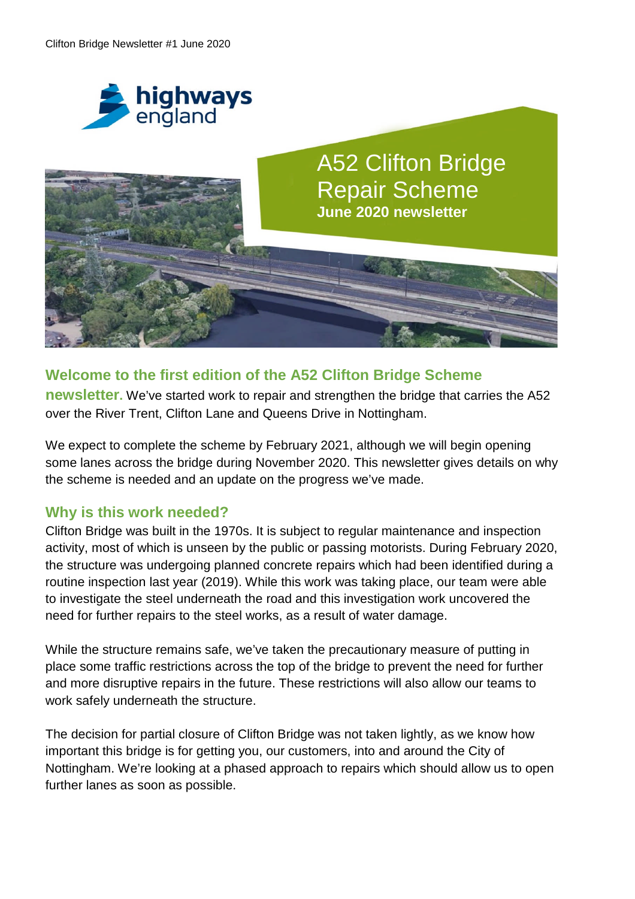Clifton Bridge Newsletter #1 June 2020

highways england

# A52 Clifton Bridge Repair Scheme

**June 2020 newsletter**

**Welcome to the first edition of the A52 Clifton Bridge Scheme newsletter.** We've started work to repair and strengthen the bridge that carries the A52 over the River Trent, Clifton Lane and Queens Drive in Nottingham.

We expect to complete the scheme by February 2021, although we will begin opening some lanes across the bridge during November 2020. This newsletter gives details on why the scheme is needed and an update on the progress we've made.

## Why is this work needed?

Clifton Bridge was built in the 1970s. It is subject to regular maintenance and inspection activity, most of which is unseen by the public or passing motorists. During February 2020, the structure was undergoing planned concrete repairs which had been identified during a routine inspection last year (2019). While this work was taking place, our team were able to investigate the steel underneath the road and this investigation work uncovered the need for further repairs to the steel works, as a result of water damage.

While the structure remains safe, we've taken the precautionary measure of putting in place some traffic restrictions across the top of the bridge to prevent the need for further and more disruptive repairs in the future. These restrictions will also allow our teams to work safely underneath the structure.

The decision for partial closure of Clifton Bridge was not taken lightly, as we know how important this bridge is for getting you, our customers, into and around the City of Nottingham. We're looking at a phased approach to repairs which should allow us to open further lanes as soon as possible.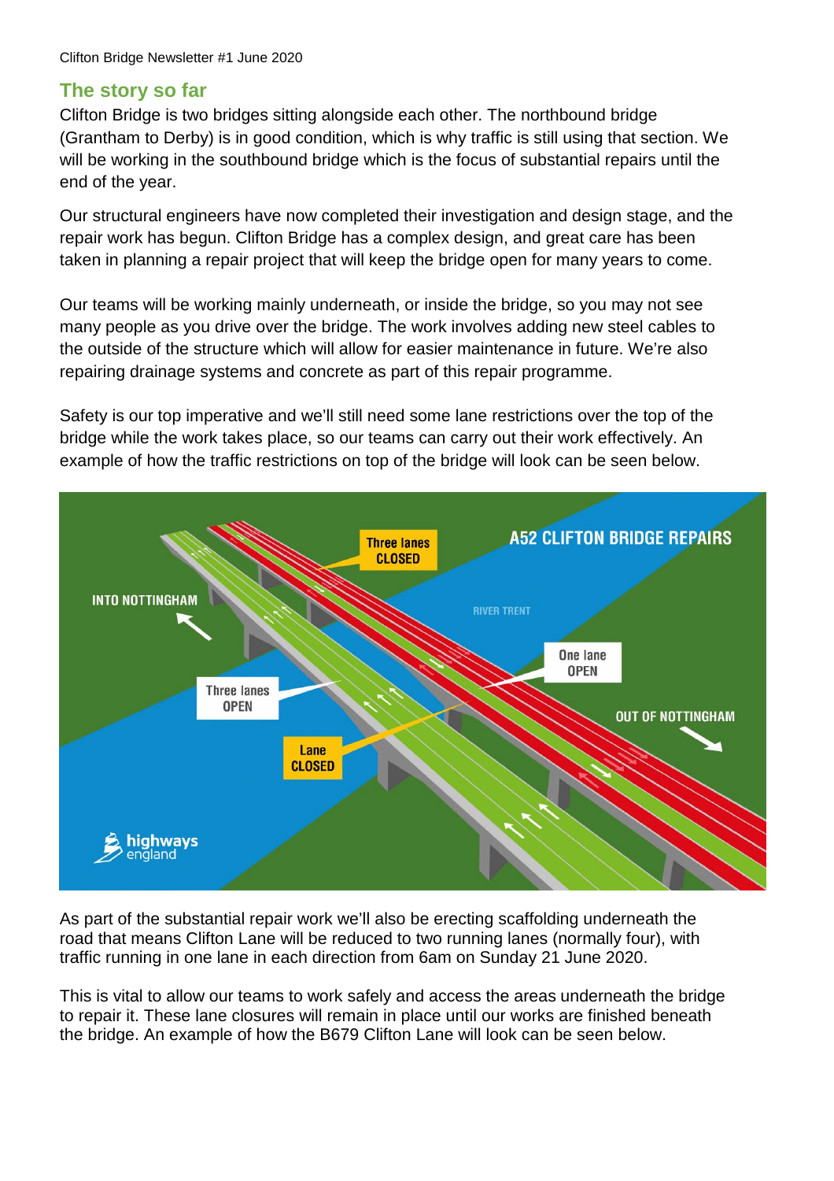## The story so far

Clifton Bridge is two bridges sitting alongside each other. The northbound bridge (Grantham to Derby) is in good condition, which is why traffic is still using that section. We will be working in the southbound bridge which is the focus of substantial repairs until the end of the year.

Our structural engineers have now completed their investigation and design stage, and the repair work has begun. Clifton Bridge has a complex design, and great care has been taken in planning a repair project that will keep the bridge open for many years to come.

Our teams will be working mainly underneath, or inside the bridge, so you may not see many people as you drive over the bridge. The work involves adding new steel cables to the outside of the structure which will allow for easier maintenance in future. We're also repairing drainage systems and concrete as part of this repair programme.

Safety is our top imperative and we'll still need some lane restrictions over the top of the bridge while the work takes place, so our teams can carry out their work effectively. An example of how the traffic restrictions on top of the bridge will look can be seen below.

As part of the substantial repair work we'll also be erecting scaffolding underneath the road that means Clifton Lane will be reduced to two running lanes (normally four), with traffic running in one lane in each direction from 6am on Sunday 21 June 2020.

This is vital to allow our teams to work safely and access the areas underneath the bridge to repair it. These lane closures will remain in place until our works are finished beneath the bridge. An example of how the B679 Clifton Lane will look can be seen below.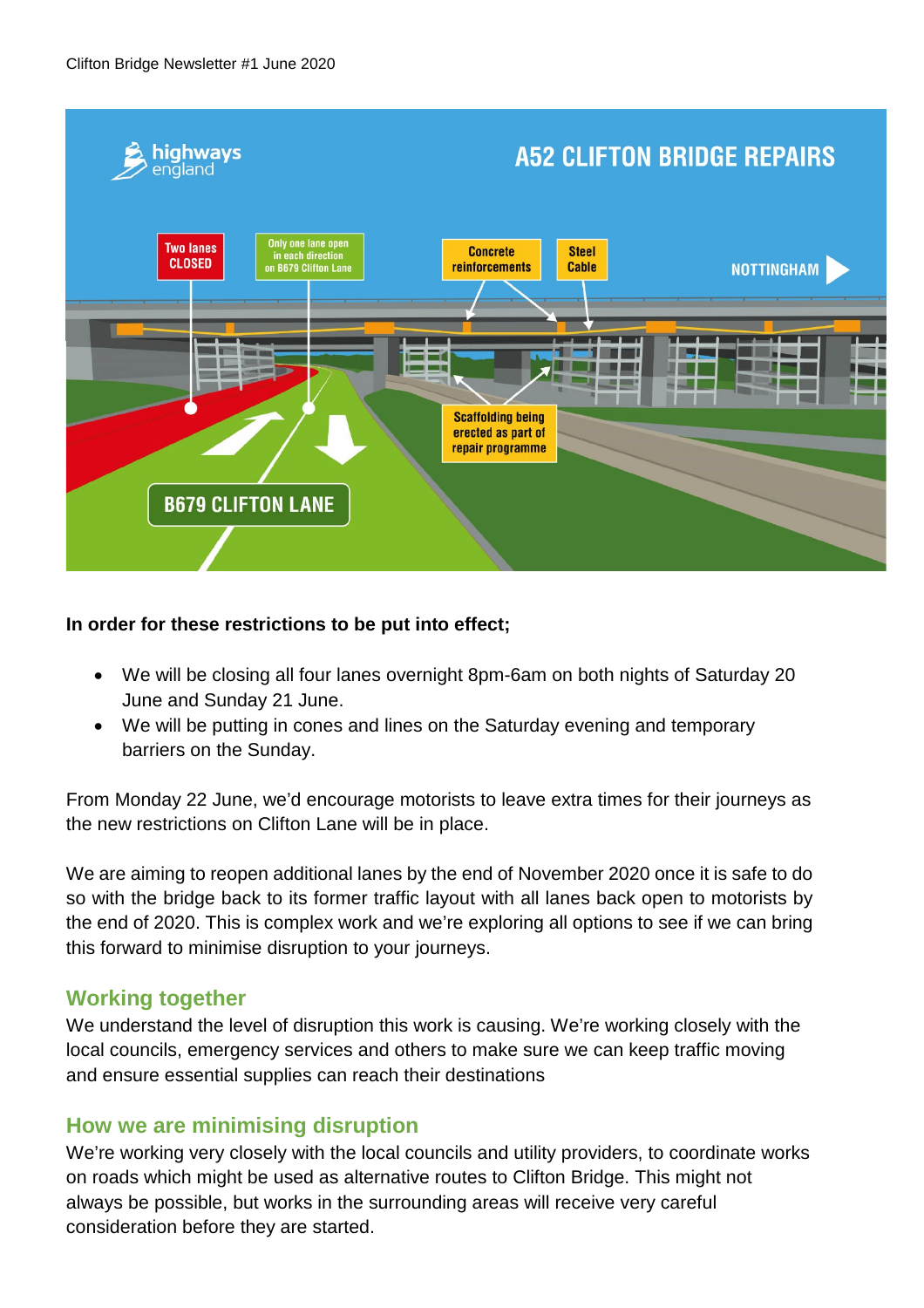**In order for these restrictions to be put into effect;**

- We will be closing all four lanes overnight 8pm-6am on both nights of Saturday 20 June and Sunday 21 June.
- We will be putting in cones and lines on the Saturday evening and temporary barriers on the Sunday.

From Monday 22 June, we'd encourage motorists to leave extra times for their journeys as the new restrictions on Clifton Lane will be in place.

We are aiming to reopen additional lanes by the end of November 2020 once it is safe to do so with the bridge back to its former traffic layout with all lanes back open to motorists by the end of 2020. This is complex work and we're exploring all options to see if we can bring this forward to minimise disruption to your journeys.

## Working together

We understand the level of disruption this work is causing. We're working closely with the local councils, emergency services and others to make sure we can keep traffic moving and ensure essential supplies can reach their destinations

## How we are minimising disruption

We're working very closely with the local councils and utility providers, to coordinate works on roads which might be used as alternative routes to Clifton Bridge. This might not always be possible, but works in the surrounding areas will receive very careful consideration before they are started.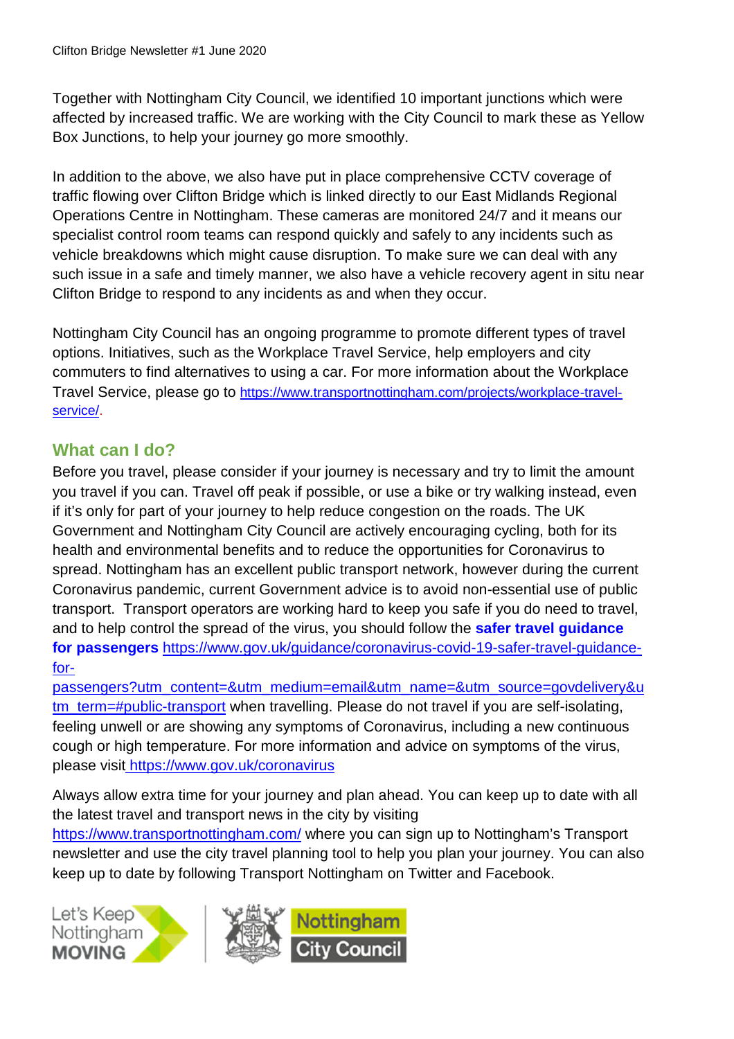Together with Nottingham City Council, we identified 10 important junctions which were affected by increased traffic. We are working with the City Council to mark these as Yellow Box Junctions, to help your journey go more smoothly.

In addition to the above, we also have put in place comprehensive CCTV coverage of traffic flowing over Clifton Bridge which is linked directly to our East Midlands Regional Operations Centre in Nottingham. These cameras are monitored 24/7 and it means our specialist control room teams can respond quickly and safely to any incidents such as vehicle breakdowns which might cause disruption. To make sure we can deal with any such issue in a safe and timely manner, we also have a vehicle recovery agent in situ near Clifton Bridge to respond to any incidents as and when they occur.

Nottingham City Council has an ongoing programme to promote different types of travel options. Initiatives, such as the Workplace Travel Service, help employers and city commuters to find alternatives to using a car. For more information about the Workplace Travel Service, please go to https://www.transportnottingham.com/projects/workplace-travel-service/.

## What can I do?

Before you travel, please consider if your journey is necessary and try to limit the amount you travel if you can. Travel off peak if possible, or use a bike or try walking instead, even if it's only for part of your journey to help reduce congestion on the roads. The UK Government and Nottingham City Council are actively encouraging cycling, both for its health and environmental benefits and to reduce the opportunities for Coronavirus to spread. Nottingham has an excellent public transport network, however during the current Coronavirus pandemic, current Government advice is to avoid non-essential use of public transport. Transport operators are working hard to keep you safe if you do need to travel, and to help control the spread of the virus, you should follow the **safer travel guidance for passengers** https://www.gov.uk/guidance/coronavirus-covid-19-safer-travel-guidance-for-passengers?utm_content=&utm_medium=email&utm_name=&utm_source=govdelivery&utm_term=#public-transport when travelling. Please do not travel if you are self-isolating, feeling unwell or are showing any symptoms of Coronavirus, including a new continuous cough or high temperature. For more information and advice on symptoms of the virus, please visit https://www.gov.uk/coronavirus

Always allow extra time for your journey and plan ahead. You can keep up to date with all the latest travel and transport news in the city by visiting https://www.transportnottingham.com/ where you can sign up to Nottingham's Transport newsletter and use the city travel planning tool to help you plan your journey. You can also keep up to date by following Transport Nottingham on Twitter and Facebook.

Let's Keep Nottingham MOVING | Nottingham City Council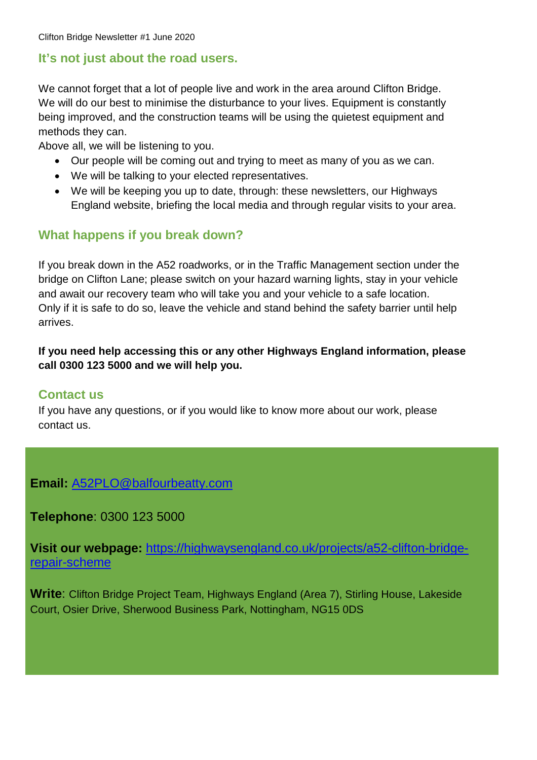## It's not just about the road users.

We cannot forget that a lot of people live and work in the area around Clifton Bridge. We will do our best to minimise the disturbance to your lives. Equipment is constantly being improved, and the construction teams will be using the quietest equipment and methods they can.
Above all, we will be listening to you.

- Our people will be coming out and trying to meet as many of you as we can.
- We will be talking to your elected representatives.
- We will be keeping you up to date, through: these newsletters, our Highways England website, briefing the local media and through regular visits to your area.

## What happens if you break down?

If you break down in the A52 roadworks, or in the Traffic Management section under the bridge on Clifton Lane; please switch on your hazard warning lights, stay in your vehicle and await our recovery team who will take you and your vehicle to a safe location.
Only if it is safe to do so, leave the vehicle and stand behind the safety barrier until help arrives.

**If you need help accessing this or any other Highways England information, please call 0300 123 5000 and we will help you.**

## Contact us

If you have any questions, or if you would like to know more about our work, please contact us.

**Email:** A52PLO@balfourbeatty.com

**Telephone**: 0300 123 5000

**Visit our webpage:** https://highwaysengland.co.uk/projects/a52-clifton-bridge-repair-scheme

**Write**: Clifton Bridge Project Team, Highways England (Area 7), Stirling House, Lakeside Court, Osier Drive, Sherwood Business Park, Nottingham, NG15 0DS